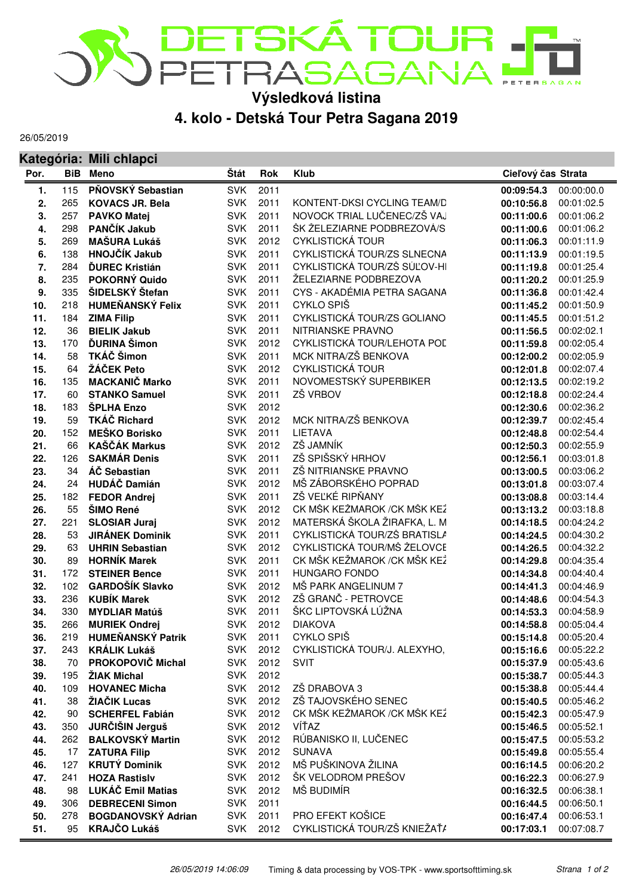# DETSKÁ TOUR PETRA SAGANA

## Výsledková listina

## 4. kolo - Detská Tour Petra Sagana 2019

26/05/2019

### Kategória: Mili chlapci

| Por. | BiB | Meno | Štát | Rok | Klub | Cieľový čas | Strata |
|---|---|---|---|---|---|---|---|
| 1. | 115 | **PŇOVSKÝ Sebastian** | SVK | 2011 | | **00:09:54.3** | 00:00:00.0 |
| 2. | 265 | **KOVACS JR. Bela** | SVK | 2011 | KONTENT-DKSI CYCLING TEAM/D | **00:10:56.8** | 00:01:02.5 |
| 3. | 257 | **PAVKO Matej** | SVK | 2011 | NOVOCK TRIAL LUČENEC/ZŠ VAJ | **00:11:00.6** | 00:01:06.2 |
| 4. | 298 | **PANČÍK Jakub** | SVK | 2011 | ŠK ŽELEZIARNE PODBREZOVÁ/S | **00:11:00.6** | 00:01:06.2 |
| 5. | 269 | **MAŠURA Lukáš** | SVK | 2012 | CYKLISTICKÁ TOUR | **00:11:06.3** | 00:01:11.9 |
| 6. | 138 | **HNOJČÍK Jakub** | SVK | 2011 | CYKLISTICKÁ TOUR/ZS SLNECNA | **00:11:13.9** | 00:01:19.5 |
| 7. | 284 | **ĎUREC Kristián** | SVK | 2011 | CYKLISTICKÁ TOUR/ZŠ SÚĽOV-HI | **00:11:19.8** | 00:01:25.4 |
| 8. | 235 | **POKORNÝ Quido** | SVK | 2011 | ŽELEZIARNE PODBREZOVA | **00:11:20.2** | 00:01:25.9 |
| 9. | 335 | **ŠIDELSKÝ Štefan** | SVK | 2011 | CYS - AKADÉMIA PETRA SAGANA | **00:11:36.8** | 00:01:42.4 |
| 10. | 218 | **HUMEŇANSKÝ Felix** | SVK | 2011 | CYKLO SPIŠ | **00:11:45.2** | 00:01:50.9 |
| 11. | 184 | **ZIMA Filip** | SVK | 2011 | CYKLISTICKÁ TOUR/ZS GOLIANO | **00:11:45.5** | 00:01:51.2 |
| 12. | 36 | **BIELIK Jakub** | SVK | 2011 | NITRIANSKE PRAVNO | **00:11:56.5** | 00:02:02.1 |
| 13. | 170 | **ĎURINA Šimon** | SVK | 2012 | CYKLISTICKÁ TOUR/LEHOTA POD | **00:11:59.8** | 00:02:05.4 |
| 14. | 58 | **TKÁČ Šimon** | SVK | 2011 | MCK NITRA/ZŠ BENKOVA | **00:12:00.2** | 00:02:05.9 |
| 15. | 64 | **ŽÁČEK Peto** | SVK | 2012 | CYKLISTICKÁ TOUR | **00:12:01.8** | 00:02:07.4 |
| 16. | 135 | **MACKANIČ Marko** | SVK | 2011 | NOVOMESTSKÝ SUPERBIKER | **00:12:13.5** | 00:02:19.2 |
| 17. | 60 | **STANKO Samuel** | SVK | 2011 | ZŠ VRBOV | **00:12:18.8** | 00:02:24.4 |
| 18. | 183 | **ŠPLHA Enzo** | SVK | 2012 | | **00:12:30.6** | 00:02:36.2 |
| 19. | 59 | **TKÁČ Richard** | SVK | 2012 | MCK NITRA/ZŠ BENKOVA | **00:12:39.7** | 00:02:45.4 |
| 20. | 152 | **MEŠKO Borisko** | SVK | 2011 | LIETAVA | **00:12:48.8** | 00:02:54.4 |
| 21. | 66 | **KAŠČÁK Markus** | SVK | 2012 | ZŠ JAMNÍK | **00:12:50.3** | 00:02:55.9 |
| 22. | 126 | **SAKMÁR Denis** | SVK | 2011 | ZŠ SPIŠSKÝ HRHOV | **00:12:56.1** | 00:03:01.8 |
| 23. | 34 | **ÁČ Sebastian** | SVK | 2011 | ZŠ NITRIANSKE PRAVNO | **00:13:00.5** | 00:03:06.2 |
| 24. | 24 | **HUDÁČ Damián** | SVK | 2012 | MŠ ZÁBORSKÉHO POPRAD | **00:13:01.8** | 00:03:07.4 |
| 25. | 182 | **FEDOR Andrej** | SVK | 2011 | ZŠ VEĽKÉ RIPŇANY | **00:13:08.8** | 00:03:14.4 |
| 26. | 55 | **ŠIMO René** | SVK | 2012 | CK MŠK KEŽMAROK /CK MŠK KEŽ | **00:13:13.2** | 00:03:18.8 |
| 27. | 221 | **SLOSIAR Juraj** | SVK | 2012 | MATERSKÁ ŠKOLA ŽIRAFKA, L. M | **00:14:18.5** | 00:04:24.2 |
| 28. | 53 | **JIRÁNEK Dominik** | SVK | 2011 | CYKLISTICKÁ TOUR/ZŠ BRATISLA | **00:14:24.5** | 00:04:30.2 |
| 29. | 63 | **UHRIN Sebastian** | SVK | 2012 | CYKLISTICKÁ TOUR/MŠ ŽELOVCE | **00:14:26.5** | 00:04:32.2 |
| 30. | 89 | **HORNÍK Marek** | SVK | 2011 | CK MŠK KEŽMAROK /CK MŠK KEŽ | **00:14:29.8** | 00:04:35.4 |
| 31. | 172 | **STEINER Bence** | SVK | 2011 | HUNGARO FONDO | **00:14:34.8** | 00:04:40.4 |
| 32. | 102 | **GARDOŠÍK Slavko** | SVK | 2012 | MŠ PARK ANGELINUM 7 | **00:14:41.3** | 00:04:46.9 |
| 33. | 236 | **KUBÍK Marek** | SVK | 2012 | ZŠ GRANČ - PETROVCE | **00:14:48.6** | 00:04:54.3 |
| 34. | 330 | **MYDLIAR Matúš** | SVK | 2011 | ŠKC LIPTOVSKÁ LÚŽNA | **00:14:53.3** | 00:04:58.9 |
| 35. | 266 | **MURIEK Ondrej** | SVK | 2012 | DIAKOVA | **00:14:58.8** | 00:05:04.4 |
| 36. | 219 | **HUMEŇANSKÝ Patrik** | SVK | 2011 | CYKLO SPIŠ | **00:15:14.8** | 00:05:20.4 |
| 37. | 243 | **KRÁLIK Lukáš** | SVK | 2012 | CYKLISTICKÁ TOUR/J. ALEXYHO, | **00:15:16.6** | 00:05:22.2 |
| 38. | 70 | **PROKOPOVIČ Michal** | SVK | 2012 | SVIT | **00:15:37.9** | 00:05:43.6 |
| 39. | 195 | **ŽIAK Michal** | SVK | 2012 | | **00:15:38.7** | 00:05:44.3 |
| 40. | 109 | **HOVANEC Micha** | SVK | 2012 | ZŠ DRABOVA 3 | **00:15:38.8** | 00:05:44.4 |
| 41. | 38 | **ŽIAČIK Lucas** | SVK | 2012 | ZŠ TAJOVSKÉHO SENEC | **00:15:40.5** | 00:05:46.2 |
| 42. | 90 | **SCHERFEL Fabián** | SVK | 2012 | CK MŠK KEŽMAROK /CK MŠK KEŽ | **00:15:42.3** | 00:05:47.9 |
| 43. | 350 | **JURČIŠIN Jerguš** | SVK | 2012 | VÍŤAZ | **00:15:46.5** | 00:05:52.1 |
| 44. | 262 | **BALKOVSKÝ Martin** | SVK | 2012 | RÚBANISKO II, LUČENEC | **00:15:47.5** | 00:05:53.2 |
| 45. | 17 | **ZATURA Filip** | SVK | 2012 | SUNAVA | **00:15:49.8** | 00:05:55.4 |
| 46. | 127 | **KRUTÝ Dominik** | SVK | 2012 | MŠ PUŠKINOVA ŽILINA | **00:16:14.5** | 00:06:20.2 |
| 47. | 241 | **HOZA Rastislv** | SVK | 2012 | ŠK VELODROM PREŠOV | **00:16:22.3** | 00:06:27.9 |
| 48. | 98 | **LUKÁČ Emil Matias** | SVK | 2012 | MŠ BUDIMÍR | **00:16:32.5** | 00:06:38.1 |
| 49. | 306 | **DEBRECENI Simon** | SVK | 2011 | | **00:16:44.5** | 00:06:50.1 |
| 50. | 278 | **BOGDANOVSKÝ Adrian** | SVK | 2011 | PRO EFEKT KOŠICE | **00:16:47.4** | 00:06:53.1 |
| 51. | 95 | **KRAJČO Lukáš** | SVK | 2012 | CYKLISTICKÁ TOUR/ZŠ KNIEŽAŤA | **00:17:03.1** | 00:07:08.7 |

*26/05/2019 14:06:09* Timing & data processing by VOS-TPK - www.sportsofttiming.sk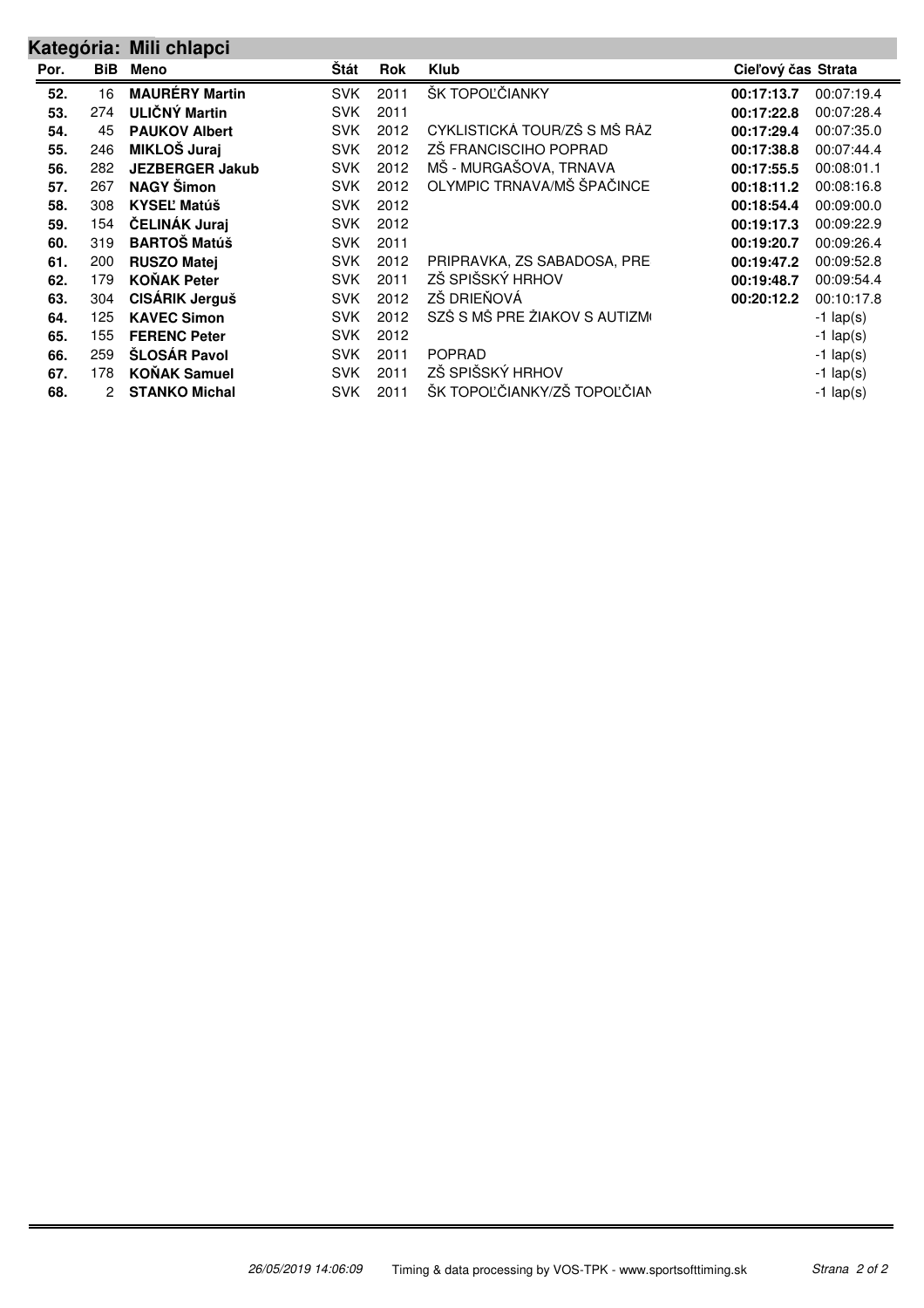## Kategória: Mili chlapci

| Por. | BiB | Meno | Štát | Rok | Klub | Cieľový čas | Strata |
|---|---|---|---|---|---|---|---|
| 52. | 16 | **MAURÉRY Martin** | SVK | 2011 | ŠK TOPOĽČIANKY | **00:17:13.7** | 00:07:19.4 |
| 53. | 274 | **ULIČNÝ Martin** | SVK | 2011 | | **00:17:22.8** | 00:07:28.4 |
| 54. | 45 | **PAUKOV Albert** | SVK | 2012 | CYKLISTICKÁ TOUR/ZŠ S MŠ RÁZ | **00:17:29.4** | 00:07:35.0 |
| 55. | 246 | **MIKLOŠ Juraj** | SVK | 2012 | ZŠ FRANCISCIHO POPRAD | **00:17:38.8** | 00:07:44.4 |
| 56. | 282 | **JEZBERGER Jakub** | SVK | 2012 | MŠ - MURGAŠOVA, TRNAVA | **00:17:55.5** | 00:08:01.1 |
| 57. | 267 | **NAGY Šimon** | SVK | 2012 | OLYMPIC TRNAVA/MŠ ŠPAČINCE | **00:18:11.2** | 00:08:16.8 |
| 58. | 308 | **KYSEĽ Matúš** | SVK | 2012 | | **00:18:54.4** | 00:09:00.0 |
| 59. | 154 | **ČELINÁK Juraj** | SVK | 2012 | | **00:19:17.3** | 00:09:22.9 |
| 60. | 319 | **BARTOŠ Matúš** | SVK | 2011 | | **00:19:20.7** | 00:09:26.4 |
| 61. | 200 | **RUSZO Matej** | SVK | 2012 | PRIPRAVKA, ZS SABADOSA, PRE | **00:19:47.2** | 00:09:52.8 |
| 62. | 179 | **KOŇAK Peter** | SVK | 2011 | ZŠ SPIŠSKÝ HRHOV | **00:19:48.7** | 00:09:54.4 |
| 63. | 304 | **CISÁRIK Jerguš** | SVK | 2012 | ZŠ DRIEŇOVÁ | **00:20:12.2** | 00:10:17.8 |
| 64. | 125 | **KAVEC Simon** | SVK | 2012 | SZŠ S MŠ PRE ŽIAKOV S AUTIZM | | -1 lap(s) |
| 65. | 155 | **FERENC Peter** | SVK | 2012 | | | -1 lap(s) |
| 66. | 259 | **ŠLOSÁR Pavol** | SVK | 2011 | POPRAD | | -1 lap(s) |
| 67. | 178 | **KOŇAK Samuel** | SVK | 2011 | ZŠ SPIŠSKÝ HRHOV | | -1 lap(s) |
| 68. | 2 | **STANKO Michal** | SVK | 2011 | ŠK TOPOĽČIANKY/ZŠ TOPOĽČIAN | | -1 lap(s) |

*26/05/2019 14:06:09* Timing & data processing by VOS-TPK - www.sportsofttiming.sk